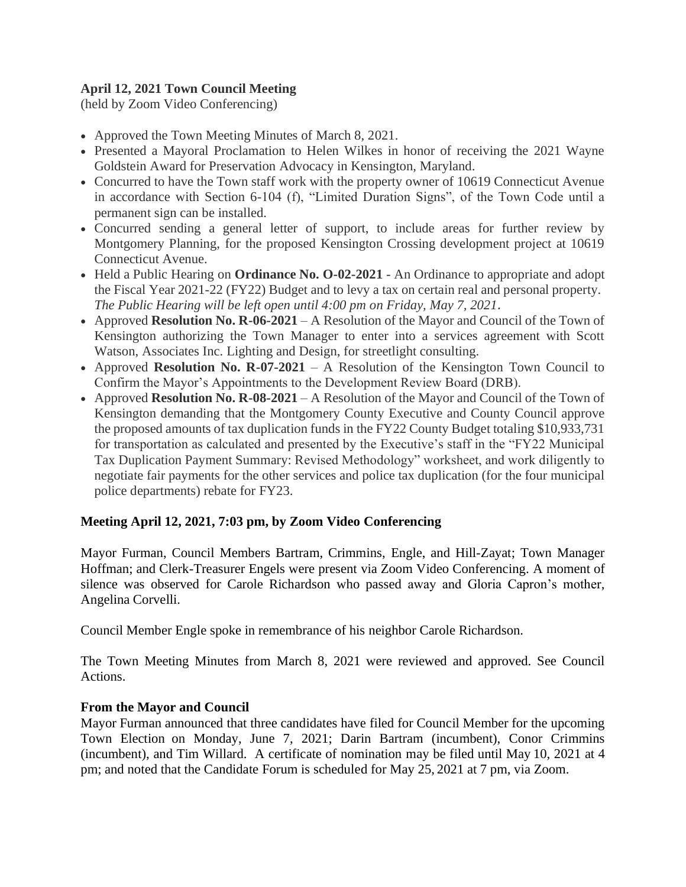**April 12, 2021 Town Council Meeting**

(held by Zoom Video Conferencing)

- Approved the Town Meeting Minutes of March 8, 2021.
- Presented a Mayoral Proclamation to Helen Wilkes in honor of receiving the 2021 Wayne Goldstein Award for Preservation Advocacy in Kensington, Maryland.
- Concurred to have the Town staff work with the property owner of 10619 Connecticut Avenue in accordance with Section 6-104 (f), "Limited Duration Signs", of the Town Code until a permanent sign can be installed.
- Concurred sending a general letter of support, to include areas for further review by Montgomery Planning, for the proposed Kensington Crossing development project at 10619 Connecticut Avenue.
- Held a Public Hearing on **Ordinance No. O-02-2021** - An Ordinance to appropriate and adopt the Fiscal Year 2021-22 (FY22) Budget and to levy a tax on certain real and personal property. *The Public Hearing will be left open until 4:00 pm on Friday, May 7, 2021.*
- Approved **Resolution No. R-06-2021** – A Resolution of the Mayor and Council of the Town of Kensington authorizing the Town Manager to enter into a services agreement with Scott Watson, Associates Inc. Lighting and Design, for streetlight consulting.
- Approved **Resolution No. R-07-2021** – A Resolution of the Kensington Town Council to Confirm the Mayor's Appointments to the Development Review Board (DRB).
- Approved **Resolution No. R-08-2021** – A Resolution of the Mayor and Council of the Town of Kensington demanding that the Montgomery County Executive and County Council approve the proposed amounts of tax duplication funds in the FY22 County Budget totaling $10,933,731 for transportation as calculated and presented by the Executive's staff in the "FY22 Municipal Tax Duplication Payment Summary: Revised Methodology" worksheet, and work diligently to negotiate fair payments for the other services and police tax duplication (for the four municipal police departments) rebate for FY23.

**Meeting April 12, 2021, 7:03 pm, by Zoom Video Conferencing**

Mayor Furman, Council Members Bartram, Crimmins, Engle, and Hill-Zayat; Town Manager Hoffman; and Clerk-Treasurer Engels were present via Zoom Video Conferencing. A moment of silence was observed for Carole Richardson who passed away and Gloria Capron's mother, Angelina Corvelli.

Council Member Engle spoke in remembrance of his neighbor Carole Richardson.

The Town Meeting Minutes from March 8, 2021 were reviewed and approved. See Council Actions.

**From the Mayor and Council**

Mayor Furman announced that three candidates have filed for Council Member for the upcoming Town Election on Monday, June 7, 2021; Darin Bartram (incumbent), Conor Crimmins (incumbent), and Tim Willard. A certificate of nomination may be filed until May 10, 2021 at 4 pm; and noted that the Candidate Forum is scheduled for May 25, 2021 at 7 pm, via Zoom.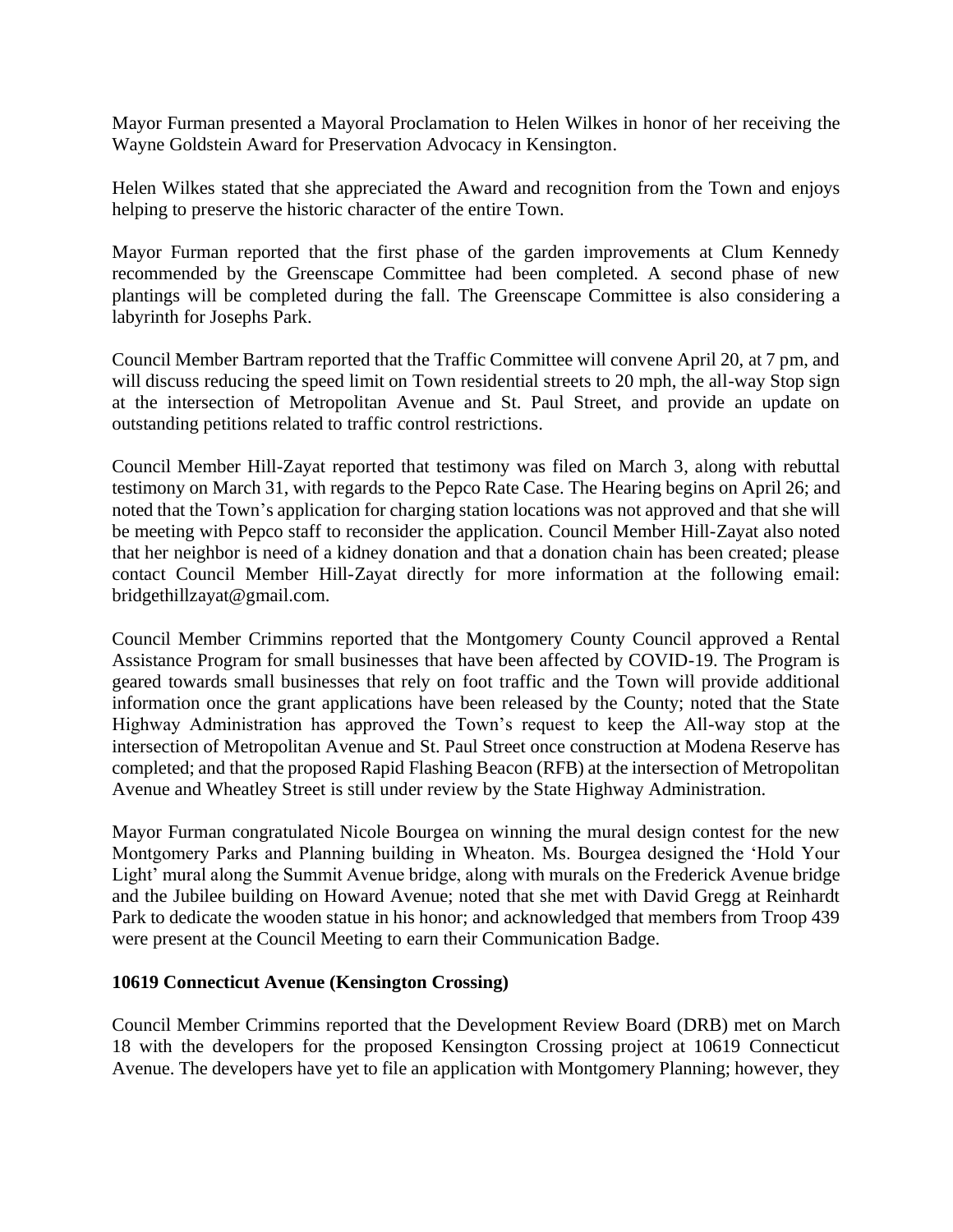Mayor Furman presented a Mayoral Proclamation to Helen Wilkes in honor of her receiving the Wayne Goldstein Award for Preservation Advocacy in Kensington.

Helen Wilkes stated that she appreciated the Award and recognition from the Town and enjoys helping to preserve the historic character of the entire Town.

Mayor Furman reported that the first phase of the garden improvements at Clum Kennedy recommended by the Greenscape Committee had been completed. A second phase of new plantings will be completed during the fall. The Greenscape Committee is also considering a labyrinth for Josephs Park.

Council Member Bartram reported that the Traffic Committee will convene April 20, at 7 pm, and will discuss reducing the speed limit on Town residential streets to 20 mph, the all-way Stop sign at the intersection of Metropolitan Avenue and St. Paul Street, and provide an update on outstanding petitions related to traffic control restrictions.

Council Member Hill-Zayat reported that testimony was filed on March 3, along with rebuttal testimony on March 31, with regards to the Pepco Rate Case. The Hearing begins on April 26; and noted that the Town's application for charging station locations was not approved and that she will be meeting with Pepco staff to reconsider the application. Council Member Hill-Zayat also noted that her neighbor is need of a kidney donation and that a donation chain has been created; please contact Council Member Hill-Zayat directly for more information at the following email: bridgethillzayat@gmail.com.

Council Member Crimmins reported that the Montgomery County Council approved a Rental Assistance Program for small businesses that have been affected by COVID-19. The Program is geared towards small businesses that rely on foot traffic and the Town will provide additional information once the grant applications have been released by the County; noted that the State Highway Administration has approved the Town's request to keep the All-way stop at the intersection of Metropolitan Avenue and St. Paul Street once construction at Modena Reserve has completed; and that the proposed Rapid Flashing Beacon (RFB) at the intersection of Metropolitan Avenue and Wheatley Street is still under review by the State Highway Administration.

Mayor Furman congratulated Nicole Bourgea on winning the mural design contest for the new Montgomery Parks and Planning building in Wheaton. Ms. Bourgea designed the 'Hold Your Light' mural along the Summit Avenue bridge, along with murals on the Frederick Avenue bridge and the Jubilee building on Howard Avenue; noted that she met with David Gregg at Reinhardt Park to dedicate the wooden statue in his honor; and acknowledged that members from Troop 439 were present at the Council Meeting to earn their Communication Badge.

**10619 Connecticut Avenue (Kensington Crossing)**

Council Member Crimmins reported that the Development Review Board (DRB) met on March 18 with the developers for the proposed Kensington Crossing project at 10619 Connecticut Avenue. The developers have yet to file an application with Montgomery Planning; however, they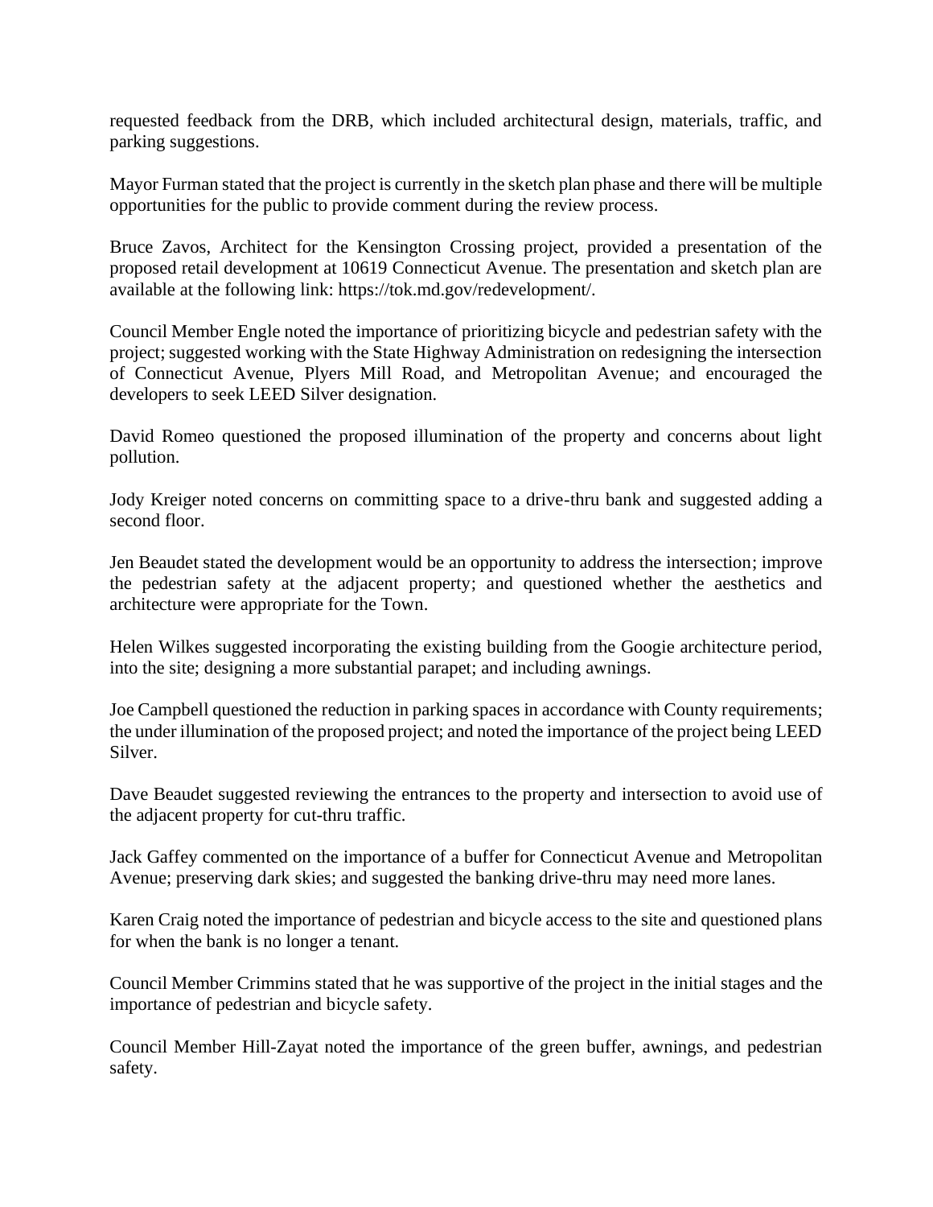requested feedback from the DRB, which included architectural design, materials, traffic, and parking suggestions.

Mayor Furman stated that the project is currently in the sketch plan phase and there will be multiple opportunities for the public to provide comment during the review process.

Bruce Zavos, Architect for the Kensington Crossing project, provided a presentation of the proposed retail development at 10619 Connecticut Avenue. The presentation and sketch plan are available at the following link: https://tok.md.gov/redevelopment/.

Council Member Engle noted the importance of prioritizing bicycle and pedestrian safety with the project; suggested working with the State Highway Administration on redesigning the intersection of Connecticut Avenue, Plyers Mill Road, and Metropolitan Avenue; and encouraged the developers to seek LEED Silver designation.

David Romeo questioned the proposed illumination of the property and concerns about light pollution.

Jody Kreiger noted concerns on committing space to a drive-thru bank and suggested adding a second floor.

Jen Beaudet stated the development would be an opportunity to address the intersection; improve the pedestrian safety at the adjacent property; and questioned whether the aesthetics and architecture were appropriate for the Town.

Helen Wilkes suggested incorporating the existing building from the Googie architecture period, into the site; designing a more substantial parapet; and including awnings.

Joe Campbell questioned the reduction in parking spaces in accordance with County requirements; the under illumination of the proposed project; and noted the importance of the project being LEED Silver.

Dave Beaudet suggested reviewing the entrances to the property and intersection to avoid use of the adjacent property for cut-thru traffic.

Jack Gaffey commented on the importance of a buffer for Connecticut Avenue and Metropolitan Avenue; preserving dark skies; and suggested the banking drive-thru may need more lanes.

Karen Craig noted the importance of pedestrian and bicycle access to the site and questioned plans for when the bank is no longer a tenant.

Council Member Crimmins stated that he was supportive of the project in the initial stages and the importance of pedestrian and bicycle safety.

Council Member Hill-Zayat noted the importance of the green buffer, awnings, and pedestrian safety.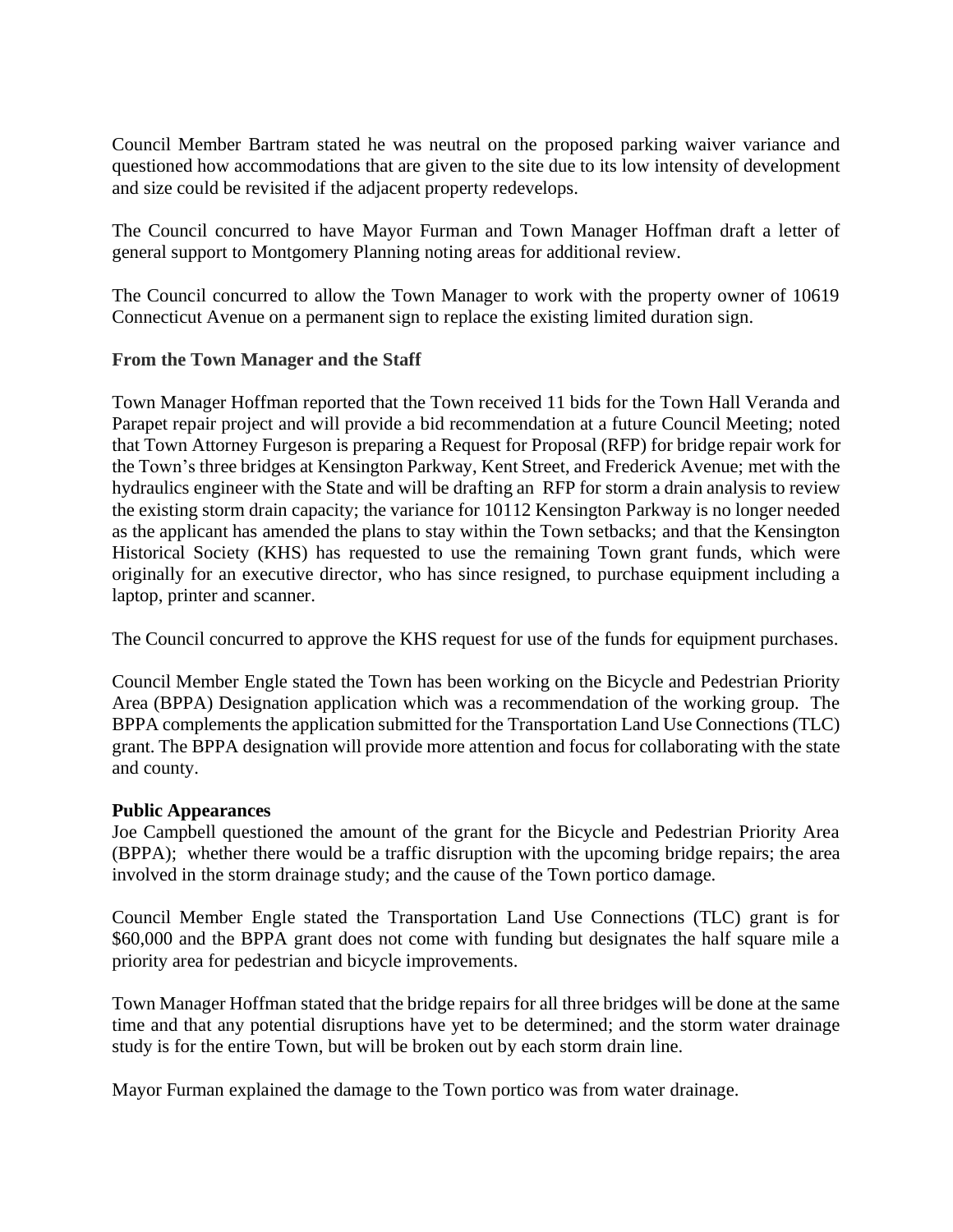Council Member Bartram stated he was neutral on the proposed parking waiver variance and questioned how accommodations that are given to the site due to its low intensity of development and size could be revisited if the adjacent property redevelops.

The Council concurred to have Mayor Furman and Town Manager Hoffman draft a letter of general support to Montgomery Planning noting areas for additional review.

The Council concurred to allow the Town Manager to work with the property owner of 10619 Connecticut Avenue on a permanent sign to replace the existing limited duration sign.

**From the Town Manager and the Staff**

Town Manager Hoffman reported that the Town received 11 bids for the Town Hall Veranda and Parapet repair project and will provide a bid recommendation at a future Council Meeting; noted that Town Attorney Furgeson is preparing a Request for Proposal (RFP) for bridge repair work for the Town's three bridges at Kensington Parkway, Kent Street, and Frederick Avenue; met with the hydraulics engineer with the State and will be drafting an RFP for storm a drain analysis to review the existing storm drain capacity; the variance for 10112 Kensington Parkway is no longer needed as the applicant has amended the plans to stay within the Town setbacks; and that the Kensington Historical Society (KHS) has requested to use the remaining Town grant funds, which were originally for an executive director, who has since resigned, to purchase equipment including a laptop, printer and scanner.

The Council concurred to approve the KHS request for use of the funds for equipment purchases.

Council Member Engle stated the Town has been working on the Bicycle and Pedestrian Priority Area (BPPA) Designation application which was a recommendation of the working group. The BPPA complements the application submitted for the Transportation Land Use Connections (TLC) grant. The BPPA designation will provide more attention and focus for collaborating with the state and county.

**Public Appearances**

Joe Campbell questioned the amount of the grant for the Bicycle and Pedestrian Priority Area (BPPA); whether there would be a traffic disruption with the upcoming bridge repairs; the area involved in the storm drainage study; and the cause of the Town portico damage.

Council Member Engle stated the Transportation Land Use Connections (TLC) grant is for $60,000 and the BPPA grant does not come with funding but designates the half square mile a priority area for pedestrian and bicycle improvements.

Town Manager Hoffman stated that the bridge repairs for all three bridges will be done at the same time and that any potential disruptions have yet to be determined; and the storm water drainage study is for the entire Town, but will be broken out by each storm drain line.

Mayor Furman explained the damage to the Town portico was from water drainage.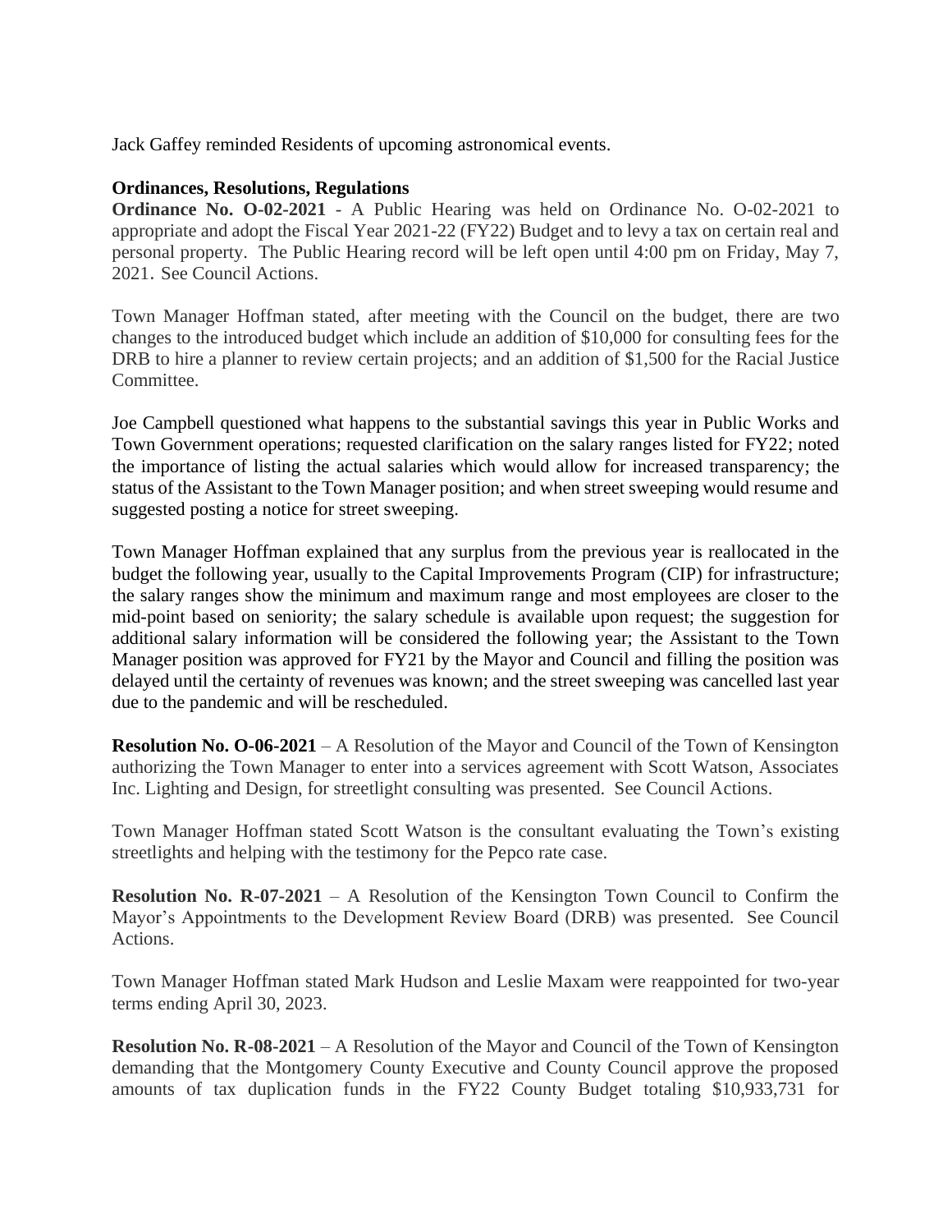Jack Gaffey reminded Residents of upcoming astronomical events.

**Ordinances, Resolutions, Regulations**

**Ordinance No. O-02-2021** - A Public Hearing was held on Ordinance No. O-02-2021 to appropriate and adopt the Fiscal Year 2021-22 (FY22) Budget and to levy a tax on certain real and personal property. The Public Hearing record will be left open until 4:00 pm on Friday, May 7, 2021. See Council Actions.

Town Manager Hoffman stated, after meeting with the Council on the budget, there are two changes to the introduced budget which include an addition of $10,000 for consulting fees for the DRB to hire a planner to review certain projects; and an addition of $1,500 for the Racial Justice Committee.

Joe Campbell questioned what happens to the substantial savings this year in Public Works and Town Government operations; requested clarification on the salary ranges listed for FY22; noted the importance of listing the actual salaries which would allow for increased transparency; the status of the Assistant to the Town Manager position; and when street sweeping would resume and suggested posting a notice for street sweeping.

Town Manager Hoffman explained that any surplus from the previous year is reallocated in the budget the following year, usually to the Capital Improvements Program (CIP) for infrastructure; the salary ranges show the minimum and maximum range and most employees are closer to the mid-point based on seniority; the salary schedule is available upon request; the suggestion for additional salary information will be considered the following year; the Assistant to the Town Manager position was approved for FY21 by the Mayor and Council and filling the position was delayed until the certainty of revenues was known; and the street sweeping was cancelled last year due to the pandemic and will be rescheduled.

**Resolution No. O-06-2021** – A Resolution of the Mayor and Council of the Town of Kensington authorizing the Town Manager to enter into a services agreement with Scott Watson, Associates Inc. Lighting and Design, for streetlight consulting was presented. See Council Actions.

Town Manager Hoffman stated Scott Watson is the consultant evaluating the Town's existing streetlights and helping with the testimony for the Pepco rate case.

**Resolution No. R-07-2021** – A Resolution of the Kensington Town Council to Confirm the Mayor's Appointments to the Development Review Board (DRB) was presented. See Council Actions.

Town Manager Hoffman stated Mark Hudson and Leslie Maxam were reappointed for two-year terms ending April 30, 2023.

**Resolution No. R-08-2021** – A Resolution of the Mayor and Council of the Town of Kensington demanding that the Montgomery County Executive and County Council approve the proposed amounts of tax duplication funds in the FY22 County Budget totaling $10,933,731 for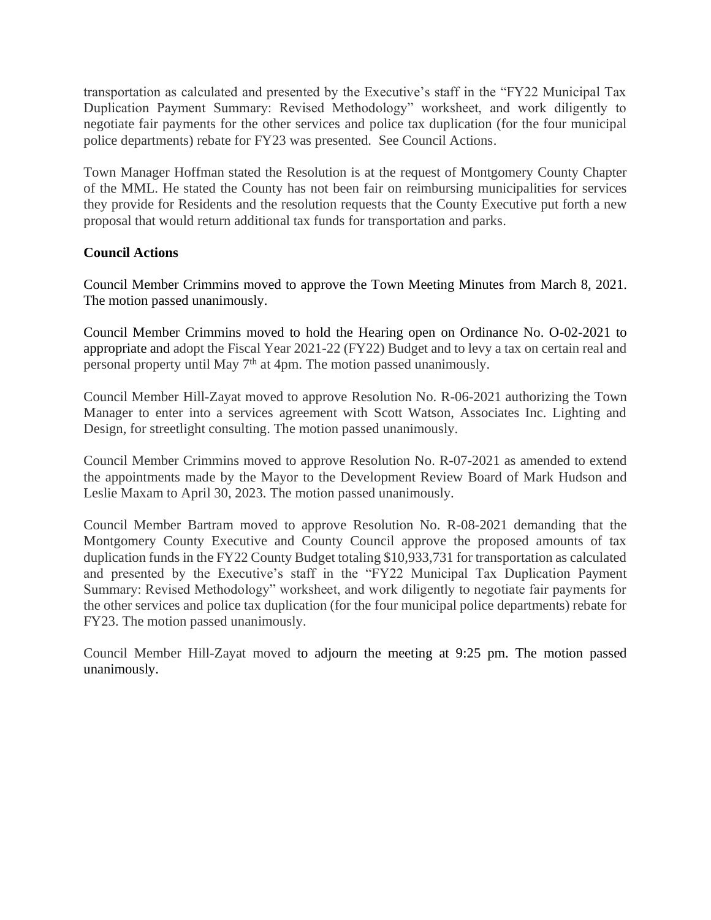transportation as calculated and presented by the Executive's staff in the "FY22 Municipal Tax Duplication Payment Summary: Revised Methodology" worksheet, and work diligently to negotiate fair payments for the other services and police tax duplication (for the four municipal police departments) rebate for FY23 was presented. See Council Actions.

Town Manager Hoffman stated the Resolution is at the request of Montgomery County Chapter of the MML. He stated the County has not been fair on reimbursing municipalities for services they provide for Residents and the resolution requests that the County Executive put forth a new proposal that would return additional tax funds for transportation and parks.

**Council Actions**

Council Member Crimmins moved to approve the Town Meeting Minutes from March 8, 2021. The motion passed unanimously.

Council Member Crimmins moved to hold the Hearing open on Ordinance No. O-02-2021 to appropriate and adopt the Fiscal Year 2021-22 (FY22) Budget and to levy a tax on certain real and personal property until May 7th at 4pm. The motion passed unanimously.

Council Member Hill-Zayat moved to approve Resolution No. R-06-2021 authorizing the Town Manager to enter into a services agreement with Scott Watson, Associates Inc. Lighting and Design, for streetlight consulting. The motion passed unanimously.

Council Member Crimmins moved to approve Resolution No. R-07-2021 as amended to extend the appointments made by the Mayor to the Development Review Board of Mark Hudson and Leslie Maxam to April 30, 2023. The motion passed unanimously.

Council Member Bartram moved to approve Resolution No. R-08-2021 demanding that the Montgomery County Executive and County Council approve the proposed amounts of tax duplication funds in the FY22 County Budget totaling $10,933,731 for transportation as calculated and presented by the Executive's staff in the "FY22 Municipal Tax Duplication Payment Summary: Revised Methodology" worksheet, and work diligently to negotiate fair payments for the other services and police tax duplication (for the four municipal police departments) rebate for FY23. The motion passed unanimously.

Council Member Hill-Zayat moved to adjourn the meeting at 9:25 pm. The motion passed unanimously.